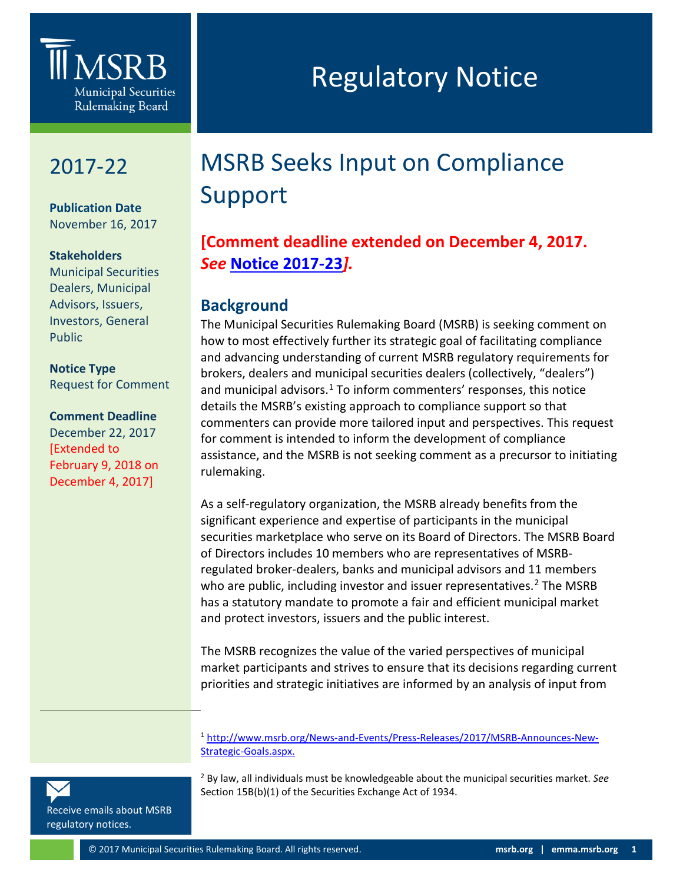# Regulatory Notice

## 2017-22

**Publication Date**
November 16, 2017

**Stakeholders**
Municipal Securities Dealers, Municipal Advisors, Issuers, Investors, General Public

**Notice Type**
Request for Comment

**Comment Deadline**
December 22, 2017
[Extended to February 9, 2018 on December 4, 2017]

# MSRB Seeks Input on Compliance Support

**[Comment deadline extended on December 4, 2017. *See* Notice 2017-23].**

## Background

The Municipal Securities Rulemaking Board (MSRB) is seeking comment on how to most effectively further its strategic goal of facilitating compliance and advancing understanding of current MSRB regulatory requirements for brokers, dealers and municipal securities dealers (collectively, "dealers") and municipal advisors.[1] To inform commenters' responses, this notice details the MSRB's existing approach to compliance support so that commenters can provide more tailored input and perspectives. This request for comment is intended to inform the development of compliance assistance, and the MSRB is not seeking comment as a precursor to initiating rulemaking.

As a self-regulatory organization, the MSRB already benefits from the significant experience and expertise of participants in the municipal securities marketplace who serve on its Board of Directors. The MSRB Board of Directors includes 10 members who are representatives of MSRB-regulated broker-dealers, banks and municipal advisors and 11 members who are public, including investor and issuer representatives.[2] The MSRB has a statutory mandate to promote a fair and efficient municipal market and protect investors, issuers and the public interest.

The MSRB recognizes the value of the varied perspectives of municipal market participants and strives to ensure that its decisions regarding current priorities and strategic initiatives are informed by an analysis of input from

---

[1] http://www.msrb.org/News-and-Events/Press-Releases/2017/MSRB-Announces-New-Strategic-Goals.aspx.

[2] By law, all individuals must be knowledgeable about the municipal securities market. *See* Section 15B(b)(1) of the Securities Exchange Act of 1934.

Receive emails about MSRB regulatory notices.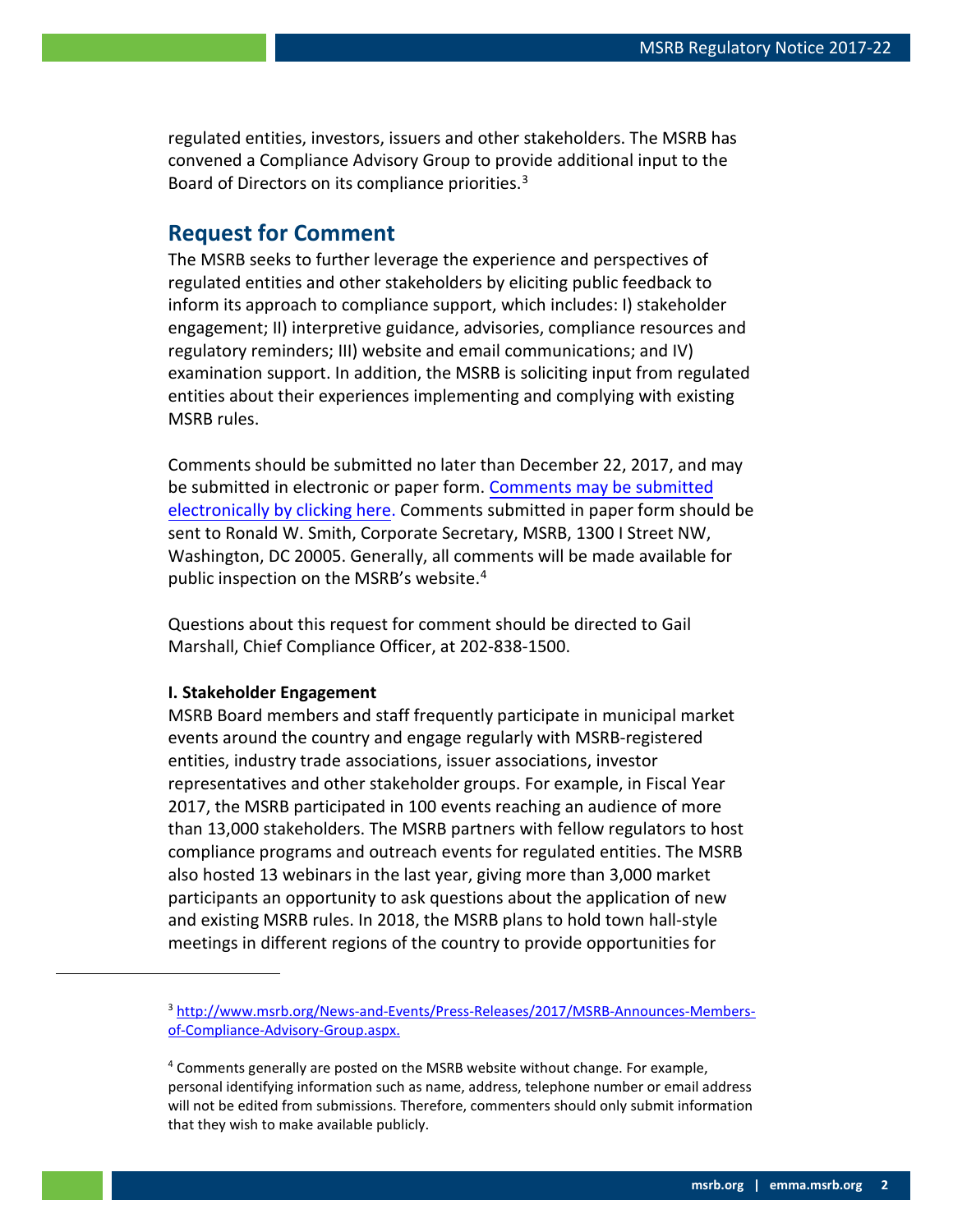regulated entities, investors, issuers and other stakeholders. The MSRB has convened a Compliance Advisory Group to provide additional input to the Board of Directors on its compliance priorities.[3]

## Request for Comment

The MSRB seeks to further leverage the experience and perspectives of regulated entities and other stakeholders by eliciting public feedback to inform its approach to compliance support, which includes: I) stakeholder engagement; II) interpretive guidance, advisories, compliance resources and regulatory reminders; III) website and email communications; and IV) examination support. In addition, the MSRB is soliciting input from regulated entities about their experiences implementing and complying with existing MSRB rules.

Comments should be submitted no later than December 22, 2017, and may be submitted in electronic or paper form. Comments may be submitted electronically by clicking here. Comments submitted in paper form should be sent to Ronald W. Smith, Corporate Secretary, MSRB, 1300 I Street NW, Washington, DC 20005. Generally, all comments will be made available for public inspection on the MSRB's website.[4]

Questions about this request for comment should be directed to Gail Marshall, Chief Compliance Officer, at 202-838-1500.

**I. Stakeholder Engagement**

MSRB Board members and staff frequently participate in municipal market events around the country and engage regularly with MSRB-registered entities, industry trade associations, issuer associations, investor representatives and other stakeholder groups. For example, in Fiscal Year 2017, the MSRB participated in 100 events reaching an audience of more than 13,000 stakeholders. The MSRB partners with fellow regulators to host compliance programs and outreach events for regulated entities. The MSRB also hosted 13 webinars in the last year, giving more than 3,000 market participants an opportunity to ask questions about the application of new and existing MSRB rules. In 2018, the MSRB plans to hold town hall-style meetings in different regions of the country to provide opportunities for

---

[3] http://www.msrb.org/News-and-Events/Press-Releases/2017/MSRB-Announces-Members-of-Compliance-Advisory-Group.aspx.

[4] Comments generally are posted on the MSRB website without change. For example, personal identifying information such as name, address, telephone number or email address will not be edited from submissions. Therefore, commenters should only submit information that they wish to make available publicly.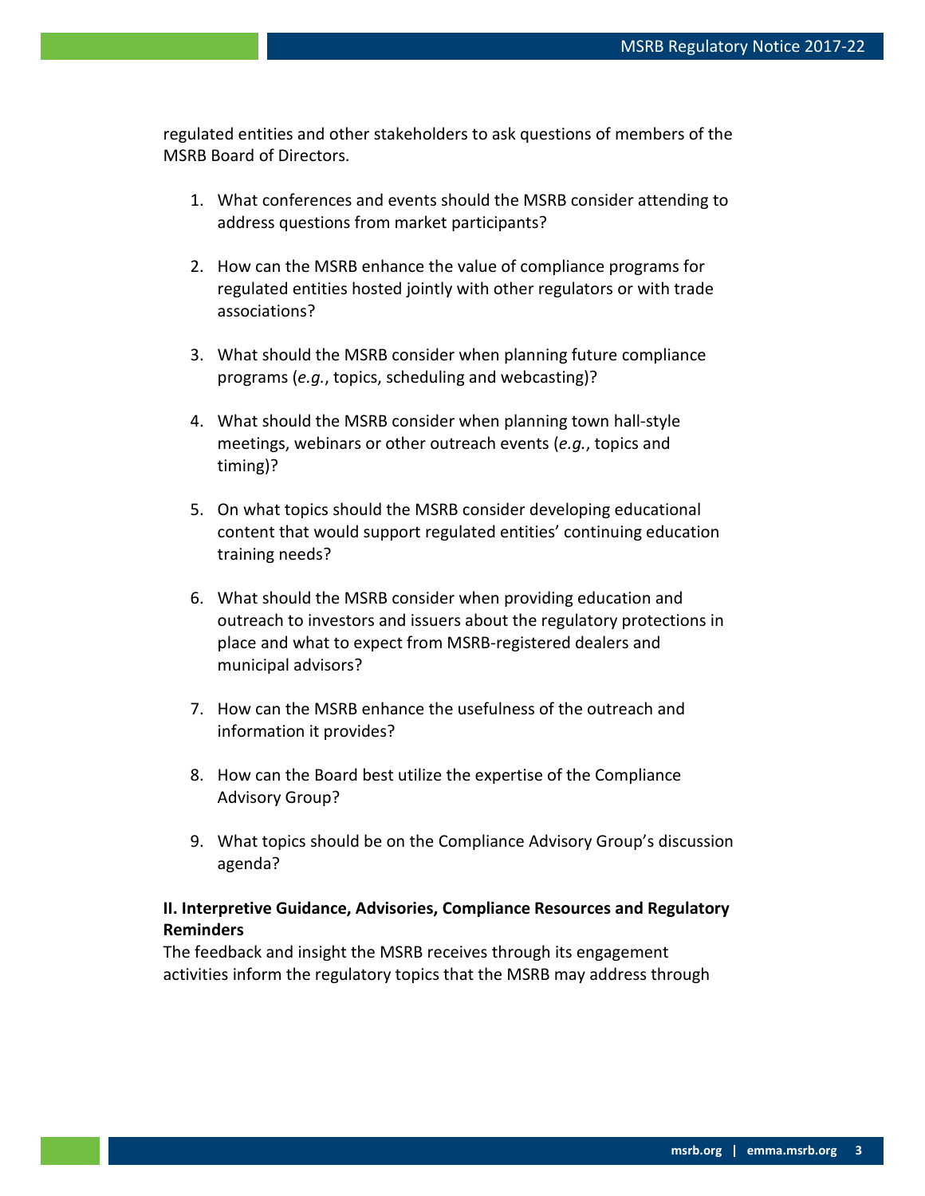regulated entities and other stakeholders to ask questions of members of the MSRB Board of Directors.

1. What conferences and events should the MSRB consider attending to address questions from market participants?

2. How can the MSRB enhance the value of compliance programs for regulated entities hosted jointly with other regulators or with trade associations?

3. What should the MSRB consider when planning future compliance programs (*e.g.*, topics, scheduling and webcasting)?

4. What should the MSRB consider when planning town hall-style meetings, webinars or other outreach events (*e.g.*, topics and timing)?

5. On what topics should the MSRB consider developing educational content that would support regulated entities' continuing education training needs?

6. What should the MSRB consider when providing education and outreach to investors and issuers about the regulatory protections in place and what to expect from MSRB-registered dealers and municipal advisors?

7. How can the MSRB enhance the usefulness of the outreach and information it provides?

8. How can the Board best utilize the expertise of the Compliance Advisory Group?

9. What topics should be on the Compliance Advisory Group's discussion agenda?

**II. Interpretive Guidance, Advisories, Compliance Resources and Regulatory Reminders**

The feedback and insight the MSRB receives through its engagement activities inform the regulatory topics that the MSRB may address through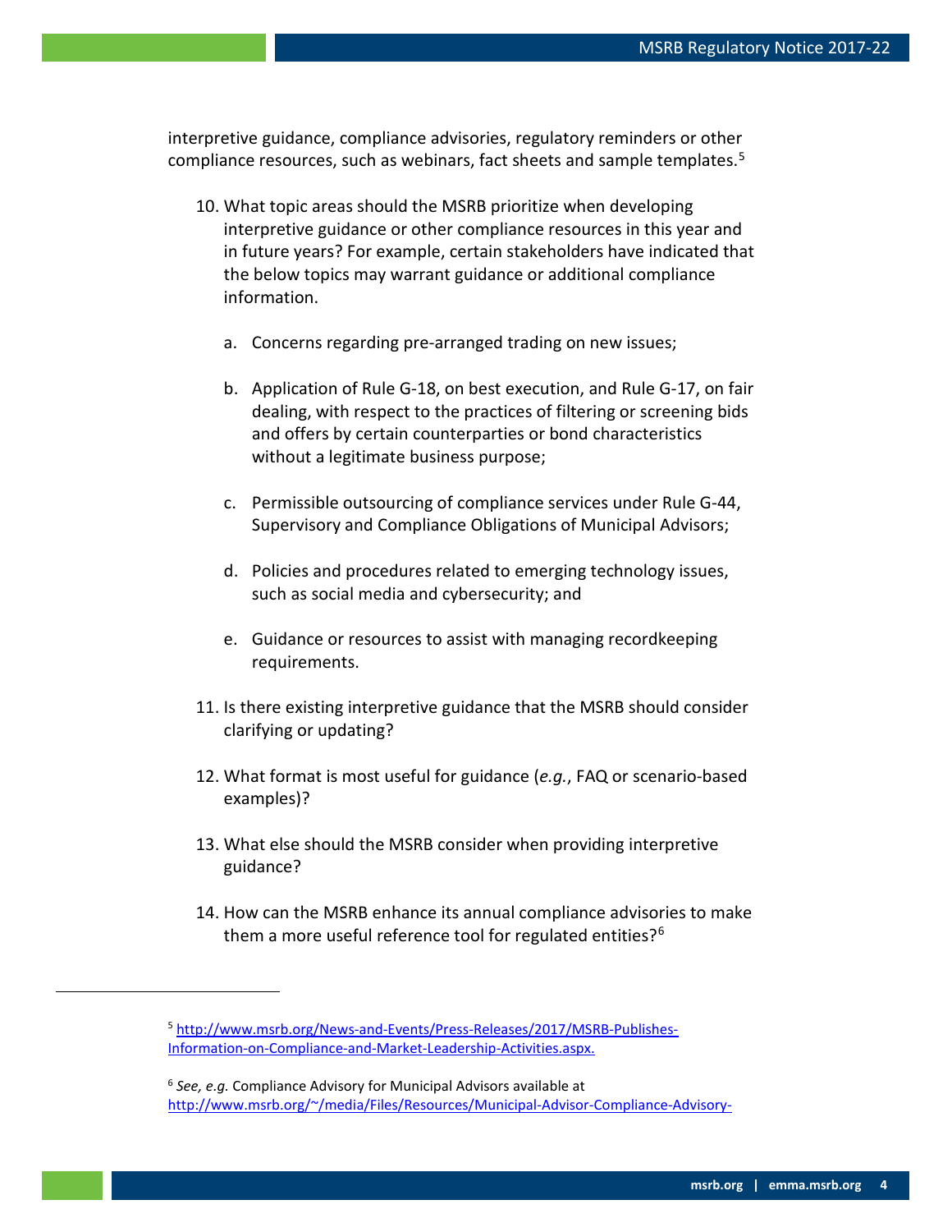interpretive guidance, compliance advisories, regulatory reminders or other compliance resources, such as webinars, fact sheets and sample templates.[5]

10. What topic areas should the MSRB prioritize when developing interpretive guidance or other compliance resources in this year and in future years? For example, certain stakeholders have indicated that the below topics may warrant guidance or additional compliance information.

    a. Concerns regarding pre-arranged trading on new issues;

    b. Application of Rule G-18, on best execution, and Rule G-17, on fair dealing, with respect to the practices of filtering or screening bids and offers by certain counterparties or bond characteristics without a legitimate business purpose;

    c. Permissible outsourcing of compliance services under Rule G-44, Supervisory and Compliance Obligations of Municipal Advisors;

    d. Policies and procedures related to emerging technology issues, such as social media and cybersecurity; and

    e. Guidance or resources to assist with managing recordkeeping requirements.

11. Is there existing interpretive guidance that the MSRB should consider clarifying or updating?

12. What format is most useful for guidance (*e.g.*, FAQ or scenario-based examples)?

13. What else should the MSRB consider when providing interpretive guidance?

14. How can the MSRB enhance its annual compliance advisories to make them a more useful reference tool for regulated entities?[6]

---

[5] http://www.msrb.org/News-and-Events/Press-Releases/2017/MSRB-Publishes-Information-on-Compliance-and-Market-Leadership-Activities.aspx.

[6] *See, e.g.* Compliance Advisory for Municipal Advisors available at http://www.msrb.org/~/media/Files/Resources/Municipal-Advisor-Compliance-Advisory-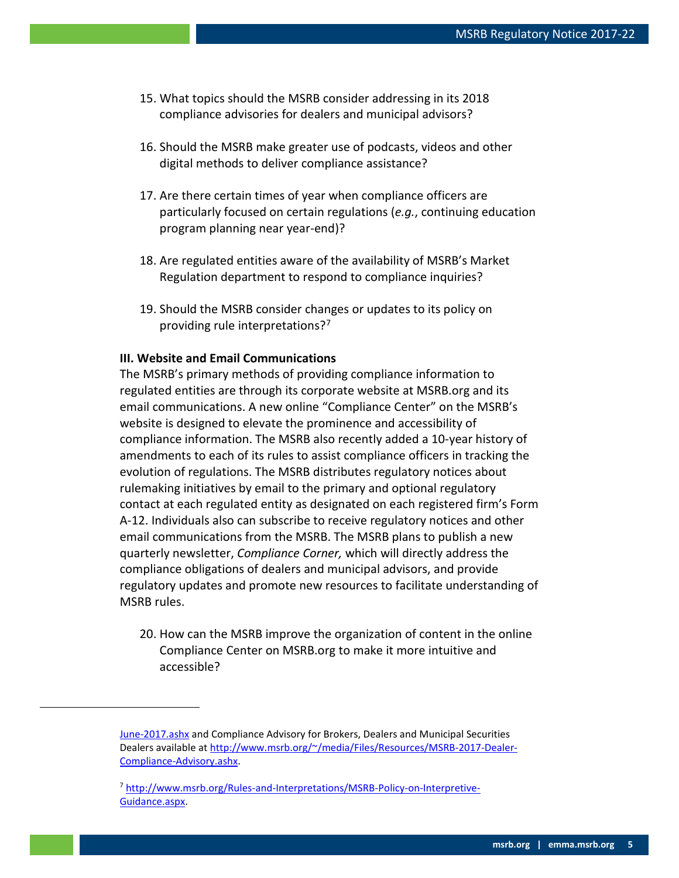15. What topics should the MSRB consider addressing in its 2018 compliance advisories for dealers and municipal advisors?

16. Should the MSRB make greater use of podcasts, videos and other digital methods to deliver compliance assistance?

17. Are there certain times of year when compliance officers are particularly focused on certain regulations (*e.g.*, continuing education program planning near year-end)?

18. Are regulated entities aware of the availability of MSRB's Market Regulation department to respond to compliance inquiries?

19. Should the MSRB consider changes or updates to its policy on providing rule interpretations?[7]

**III. Website and Email Communications**

The MSRB's primary methods of providing compliance information to regulated entities are through its corporate website at MSRB.org and its email communications. A new online "Compliance Center" on the MSRB's website is designed to elevate the prominence and accessibility of compliance information. The MSRB also recently added a 10-year history of amendments to each of its rules to assist compliance officers in tracking the evolution of regulations. The MSRB distributes regulatory notices about rulemaking initiatives by email to the primary and optional regulatory contact at each regulated entity as designated on each registered firm's Form A-12. Individuals also can subscribe to receive regulatory notices and other email communications from the MSRB. The MSRB plans to publish a new quarterly newsletter, *Compliance Corner,* which will directly address the compliance obligations of dealers and municipal advisors, and provide regulatory updates and promote new resources to facilitate understanding of MSRB rules.

20. How can the MSRB improve the organization of content in the online Compliance Center on MSRB.org to make it more intuitive and accessible?

---

June-2017.ashx and Compliance Advisory for Brokers, Dealers and Municipal Securities Dealers available at http://www.msrb.org/~/media/Files/Resources/MSRB-2017-Dealer-Compliance-Advisory.ashx.

[7] http://www.msrb.org/Rules-and-Interpretations/MSRB-Policy-on-Interpretive-Guidance.aspx.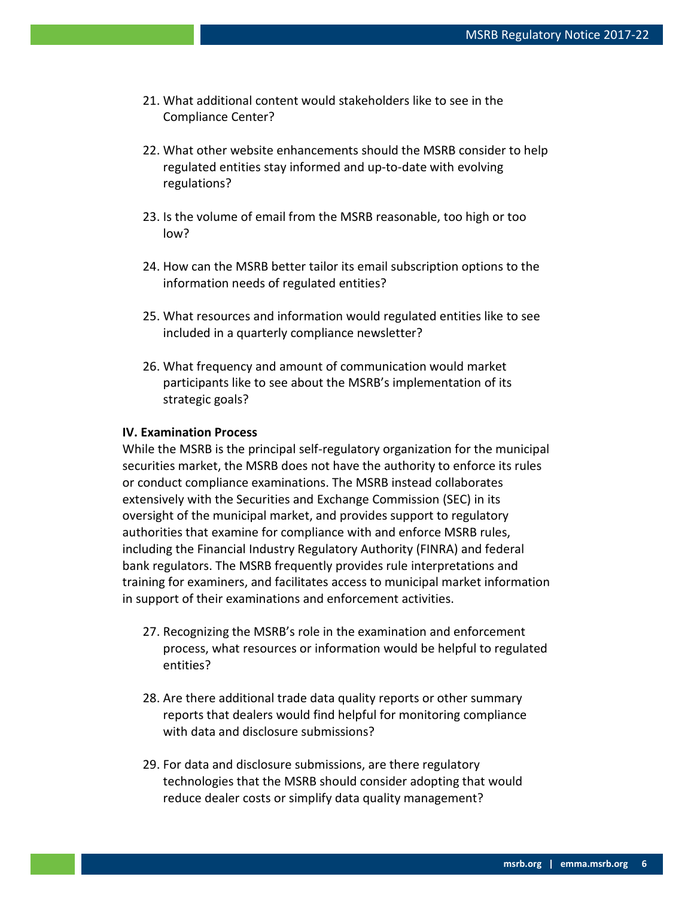21. What additional content would stakeholders like to see in the Compliance Center?

22. What other website enhancements should the MSRB consider to help regulated entities stay informed and up-to-date with evolving regulations?

23. Is the volume of email from the MSRB reasonable, too high or too low?

24. How can the MSRB better tailor its email subscription options to the information needs of regulated entities?

25. What resources and information would regulated entities like to see included in a quarterly compliance newsletter?

26. What frequency and amount of communication would market participants like to see about the MSRB's implementation of its strategic goals?

**IV. Examination Process**

While the MSRB is the principal self-regulatory organization for the municipal securities market, the MSRB does not have the authority to enforce its rules or conduct compliance examinations. The MSRB instead collaborates extensively with the Securities and Exchange Commission (SEC) in its oversight of the municipal market, and provides support to regulatory authorities that examine for compliance with and enforce MSRB rules, including the Financial Industry Regulatory Authority (FINRA) and federal bank regulators. The MSRB frequently provides rule interpretations and training for examiners, and facilitates access to municipal market information in support of their examinations and enforcement activities.

27. Recognizing the MSRB's role in the examination and enforcement process, what resources or information would be helpful to regulated entities?

28. Are there additional trade data quality reports or other summary reports that dealers would find helpful for monitoring compliance with data and disclosure submissions?

29. For data and disclosure submissions, are there regulatory technologies that the MSRB should consider adopting that would reduce dealer costs or simplify data quality management?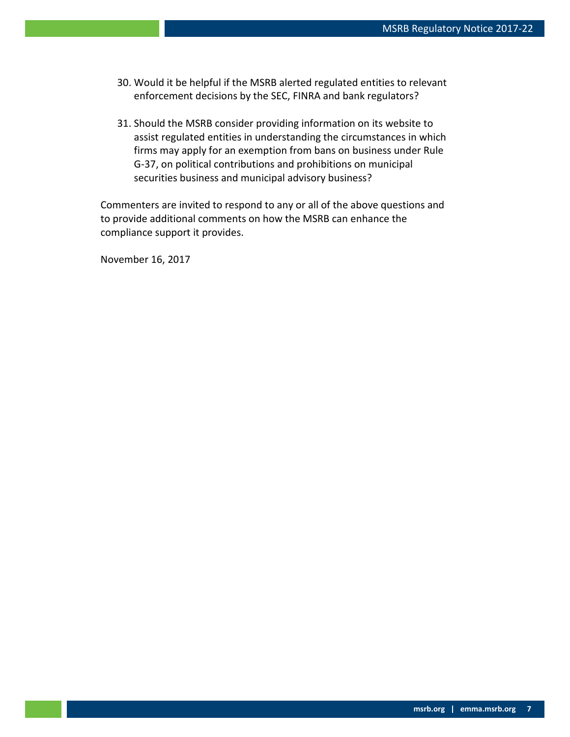30. Would it be helpful if the MSRB alerted regulated entities to relevant enforcement decisions by the SEC, FINRA and bank regulators?

31. Should the MSRB consider providing information on its website to assist regulated entities in understanding the circumstances in which firms may apply for an exemption from bans on business under Rule G-37, on political contributions and prohibitions on municipal securities business and municipal advisory business?

Commenters are invited to respond to any or all of the above questions and to provide additional comments on how the MSRB can enhance the compliance support it provides.

November 16, 2017